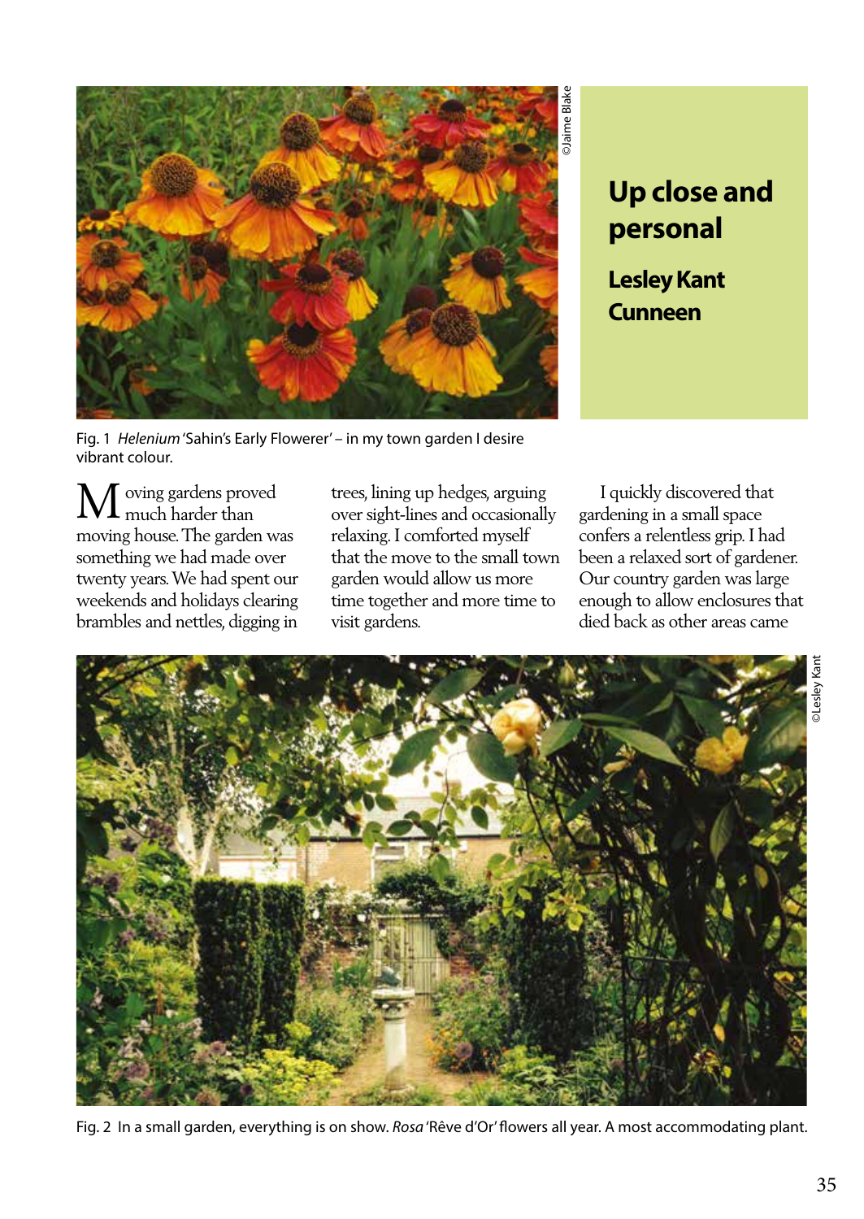# Up close and personal

## Lesley Kant Cunneen

Fig. 1 *Helenium* 'Sahin's Early Flowerer' – in my town garden I desire vibrant colour.

Moving gardens proved much harder than moving house. The garden was something we had made over twenty years. We had spent our weekends and holidays clearing brambles and nettles, digging in trees, lining up hedges, arguing over sight-lines and occasionally relaxing. I comforted myself that the move to the small town garden would allow us more time together and more time to visit gardens.

I quickly discovered that gardening in a small space confers a relentless grip. I had been a relaxed sort of gardener. Our country garden was large enough to allow enclosures that died back as other areas came

Fig. 2 In a small garden, everything is on show. *Rosa* 'Rêve d'Or' flowers all year. A most accommodating plant.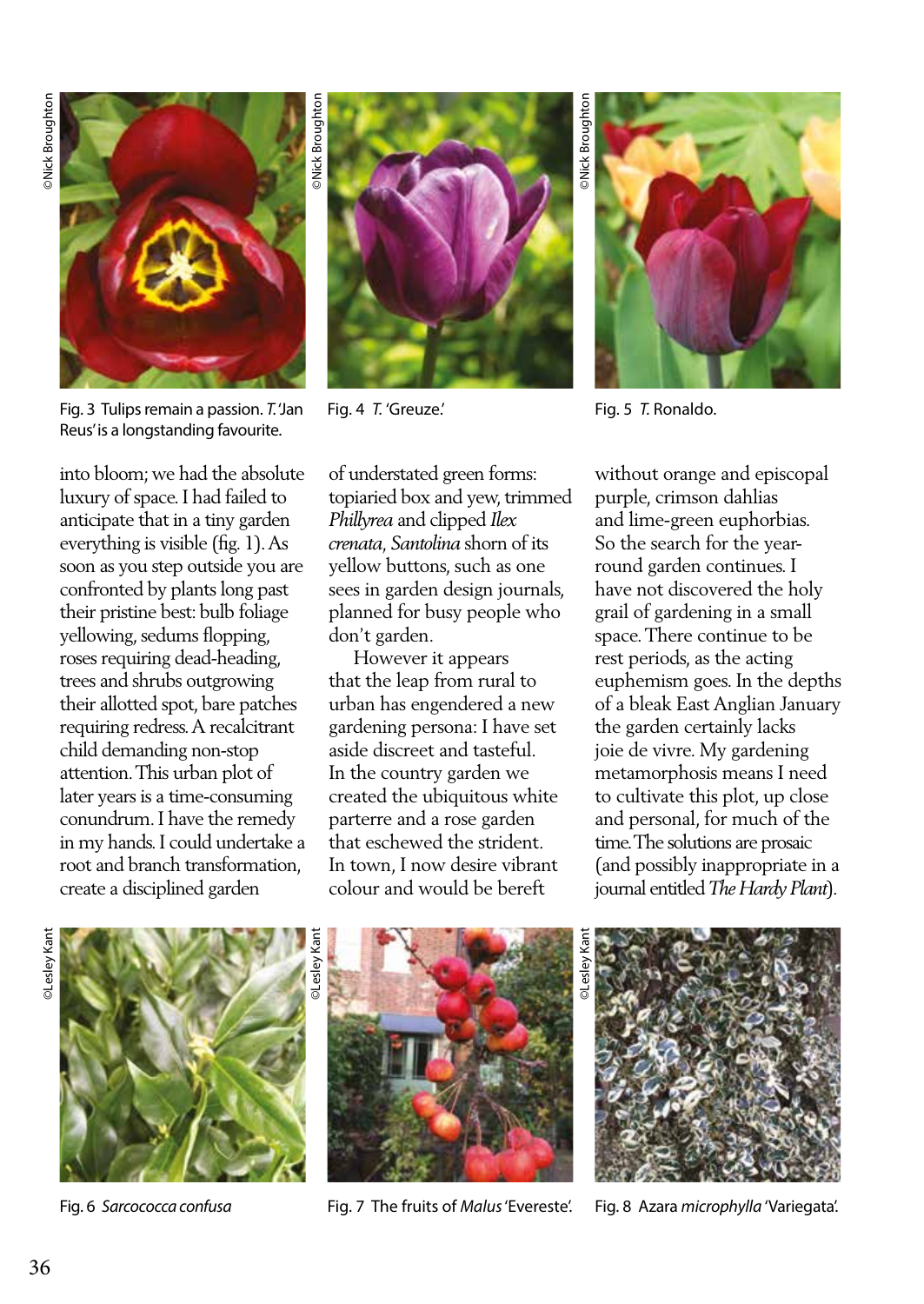©Nick Broughton

Fig. 3 Tulips remain a passion. *T.* 'Jan Reus' is a longstanding favourite.

©Nick Broughton

Fig. 4 *T.* 'Greuze.'

©Nick Broughton

Fig. 5 *T.* Ronaldo.

into bloom; we had the absolute luxury of space. I had failed to anticipate that in a tiny garden everything is visible (fig. 1). As soon as you step outside you are confronted by plants long past their pristine best: bulb foliage yellowing, sedums flopping, roses requiring dead-heading, trees and shrubs outgrowing their allotted spot, bare patches requiring redress. A recalcitrant child demanding non-stop attention. This urban plot of later years is a time-consuming conundrum. I have the remedy in my hands. I could undertake a root and branch transformation, create a disciplined garden of understated green forms: topiaried box and yew, trimmed *Phillyrea* and clipped *Ilex crenata*, *Santolina* shorn of its yellow buttons, such as one sees in garden design journals, planned for busy people who don't garden.

However it appears that the leap from rural to urban has engendered a new gardening persona: I have set aside discreet and tasteful. In the country garden we created the ubiquitous white parterre and a rose garden that eschewed the strident. In town, I now desire vibrant colour and would be bereft without orange and episcopal purple, crimson dahlias and lime-green euphorbias. So the search for the year-round garden continues. I have not discovered the holy grail of gardening in a small space. There continue to be rest periods, as the acting euphemism goes. In the depths of a bleak East Anglian January the garden certainly lacks joie de vivre. My gardening metamorphosis means I need to cultivate this plot, up close and personal, for much of the time. The solutions are prosaic (and possibly inappropriate in a journal entitled *The Hardy Plant*).

©Lesley Kant

Fig. 6 *Sarcococca confusa*

©Lesley Kant

Fig. 7 The fruits of *Malus* 'Evereste'.

©Lesley Kant

Fig. 8 Azara *microphylla* 'Variegata'.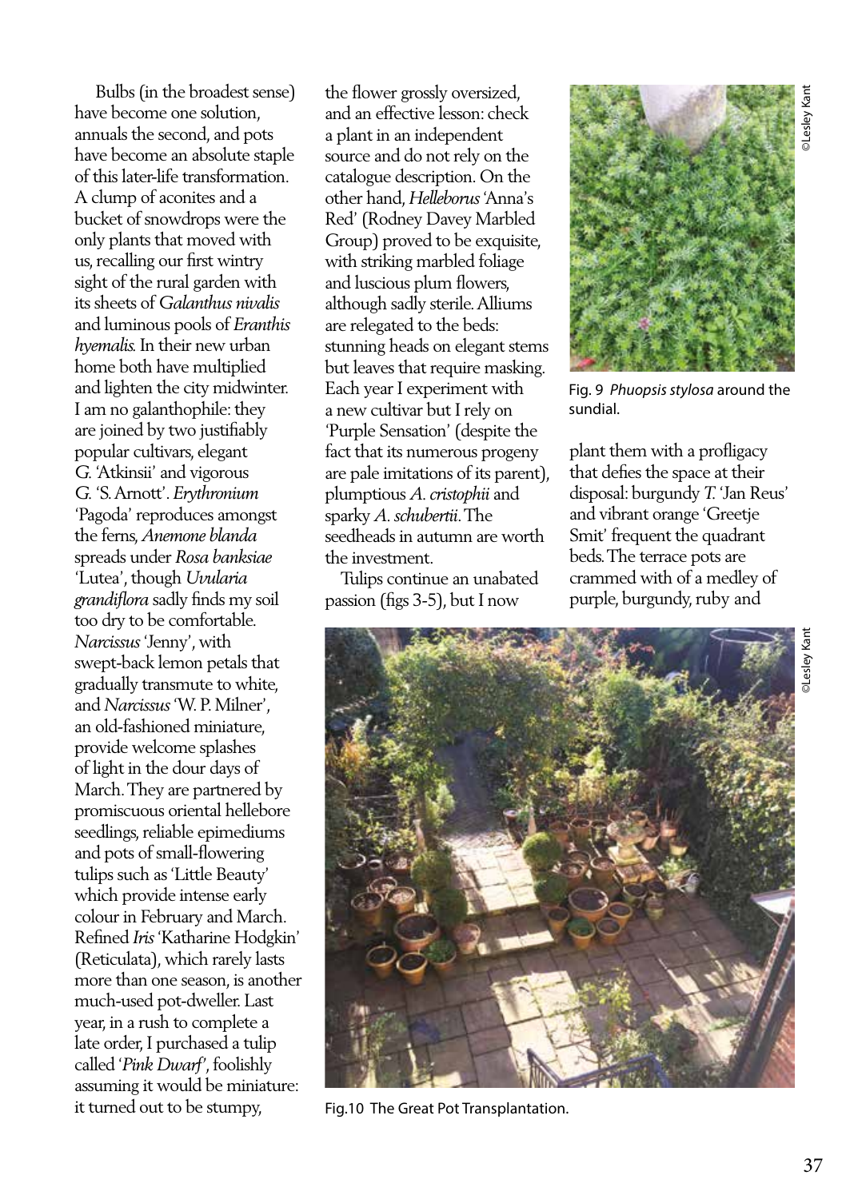Bulbs (in the broadest sense) have become one solution, annuals the second, and pots have become an absolute staple of this later-life transformation. A clump of aconites and a bucket of snowdrops were the only plants that moved with us, recalling our first wintry sight of the rural garden with its sheets of *Galanthus nivalis* and luminous pools of *Eranthis hyemalis*. In their new urban home both have multiplied and lighten the city midwinter. I am no galanthophile: they are joined by two justifiably popular cultivars, elegant *G.* 'Atkinsii' and vigorous *G.* 'S. Arnott'. *Erythronium* 'Pagoda' reproduces amongst the ferns, *Anemone blanda* spreads under *Rosa banksiae* 'Lutea', though *Uvularia grandiflora* sadly finds my soil too dry to be comfortable. *Narcissus* 'Jenny', with swept-back lemon petals that gradually transmute to white, and *Narcissus* 'W. P. Milner', an old-fashioned miniature, provide welcome splashes of light in the dour days of March. They are partnered by promiscuous oriental hellebore seedlings, reliable epimediums and pots of small-flowering tulips such as 'Little Beauty' which provide intense early colour in February and March. Refined *Iris* 'Katharine Hodgkin' (Reticulata), which rarely lasts more than one season, is another much-used pot-dweller. Last year, in a rush to complete a late order, I purchased a tulip called '*Pink Dwarf*', foolishly assuming it would be miniature: it turned out to be stumpy, the flower grossly oversized, and an effective lesson: check a plant in an independent source and do not rely on the catalogue description. On the other hand, *Helleborus* 'Anna's Red' (Rodney Davey Marbled Group) proved to be exquisite, with striking marbled foliage and luscious plum flowers, although sadly sterile. Alliums are relegated to the beds: stunning heads on elegant stems but leaves that require masking. Each year I experiment with a new cultivar but I rely on 'Purple Sensation' (despite the fact that its numerous progeny are pale imitations of its parent), plumptious *A. cristophii* and sparky *A. schubertii*. The seedheads in autumn are worth the investment.

Tulips continue an unabated passion (figs 3-5), but I now plant them with a profligacy that defies the space at their disposal: burgundy *T.* 'Jan Reus' and vibrant orange 'Greetje Smit' frequent the quadrant beds. The terrace pots are crammed with of a medley of purple, burgundy, ruby and

©Lesley Kant

Fig. 9 *Phuopsis stylosa* around the sundial.

©Lesley Kant

Fig.10 The Great Pot Transplantation.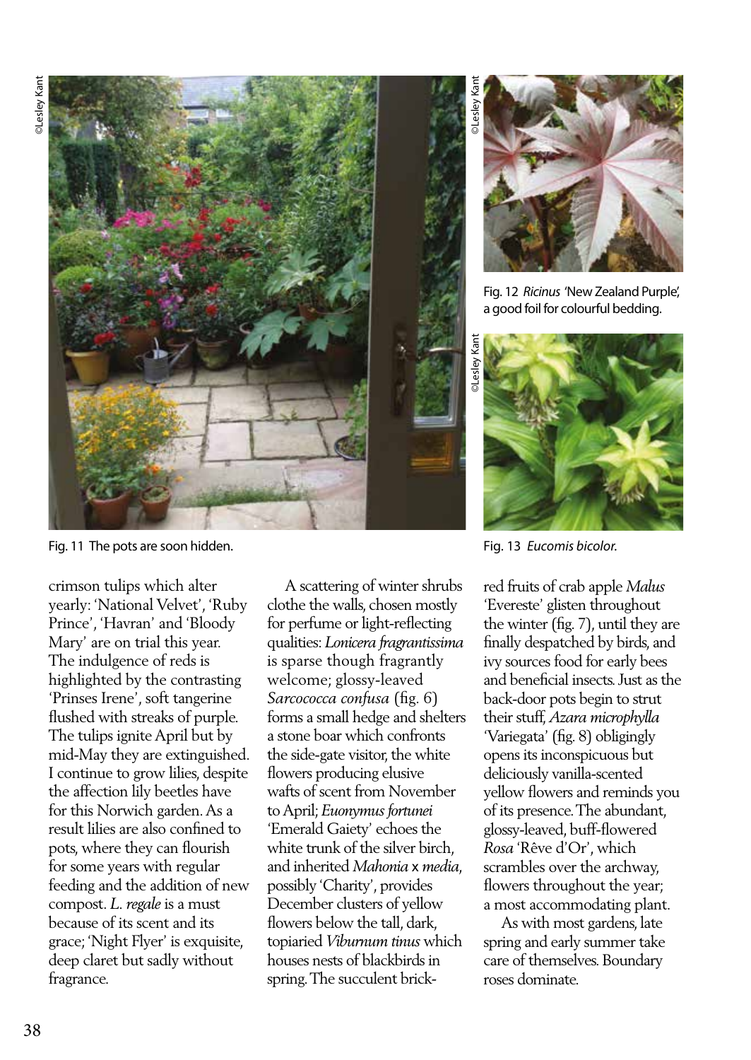Fig. 11 The pots are soon hidden.

Fig. 12 *Ricinus* 'New Zealand Purple', a good foil for colourful bedding.

Fig. 13 *Eucomis bicolor.*

crimson tulips which alter yearly: 'National Velvet', 'Ruby Prince', 'Havran' and 'Bloody Mary' are on trial this year. The indulgence of reds is highlighted by the contrasting 'Prinses Irene', soft tangerine flushed with streaks of purple. The tulips ignite April but by mid-May they are extinguished. I continue to grow lilies, despite the affection lily beetles have for this Norwich garden. As a result lilies are also confined to pots, where they can flourish for some years with regular feeding and the addition of new compost. *L. regale* is a must because of its scent and its grace; 'Night Flyer' is exquisite, deep claret but sadly without fragrance.

A scattering of winter shrubs clothe the walls, chosen mostly for perfume or light-reflecting qualities: *Lonicera fragrantissima* is sparse though fragrantly welcome; glossy-leaved *Sarcococca confusa* (fig. 6) forms a small hedge and shelters a stone boar which confronts the side-gate visitor, the white flowers producing elusive wafts of scent from November to April; *Euonymus fortunei* 'Emerald Gaiety' echoes the white trunk of the silver birch, and inherited *Mahonia* x *media*, possibly 'Charity', provides December clusters of yellow flowers below the tall, dark, topiaried *Viburnum tinus* which houses nests of blackbirds in spring. The succulent brick-red fruits of crab apple *Malus* 'Evereste' glisten throughout the winter (fig. 7), until they are finally despatched by birds, and ivy sources food for early bees and beneficial insects. Just as the back-door pots begin to strut their stuff, *Azara microphylla* 'Variegata' (fig. 8) obligingly opens its inconspicuous but deliciously vanilla-scented yellow flowers and reminds you of its presence. The abundant, glossy-leaved, buff-flowered *Rosa* 'Rêve d'Or', which scrambles over the archway, flowers throughout the year; a most accommodating plant.

As with most gardens, late spring and early summer take care of themselves. Boundary roses dominate.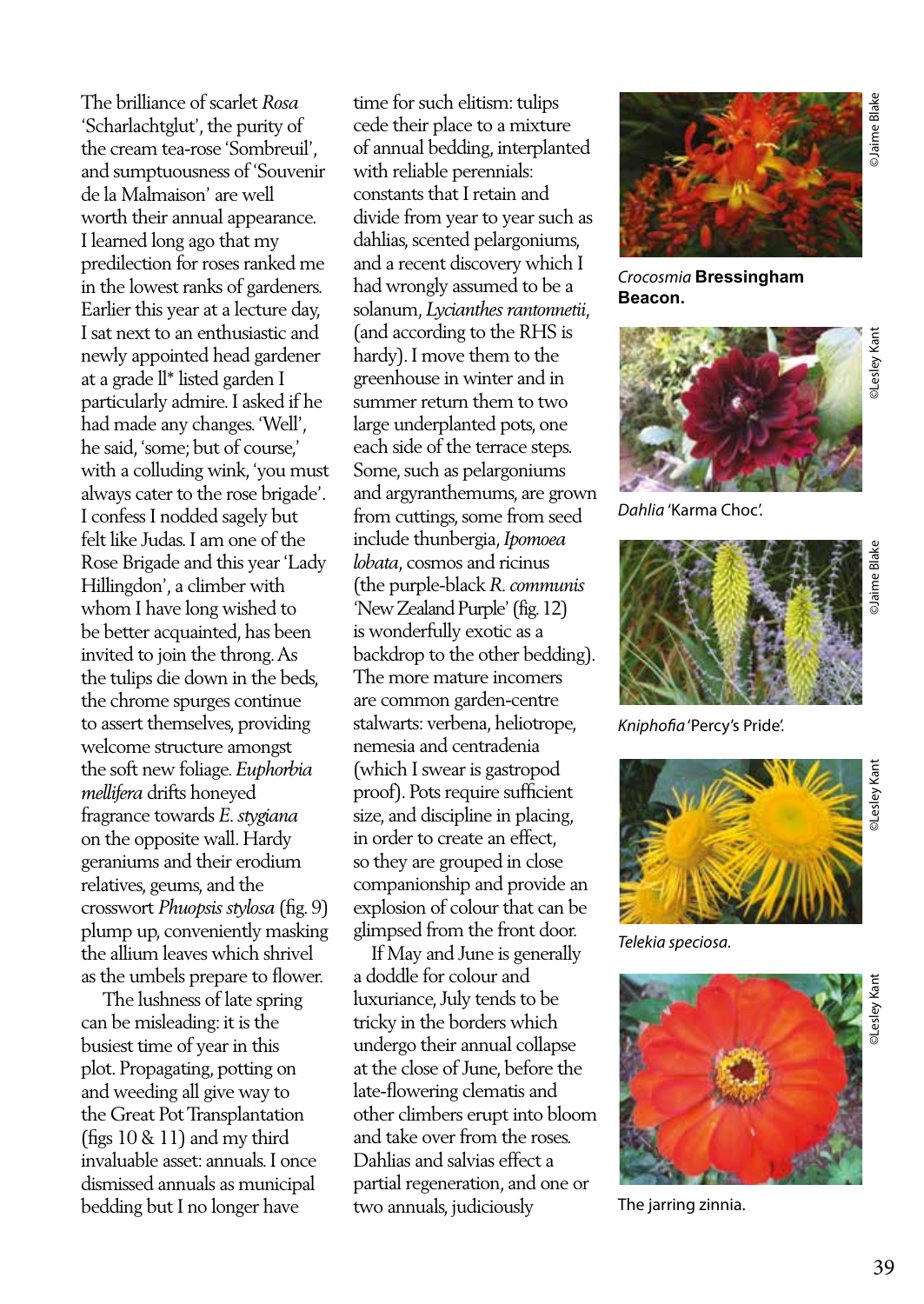The brilliance of scarlet *Rosa* 'Scharlachtglut', the purity of the cream tea-rose 'Sombreuil', and sumptuousness of 'Souvenir de la Malmaison' are well worth their annual appearance. I learned long ago that my predilection for roses ranked me in the lowest ranks of gardeners. Earlier this year at a lecture day, I sat next to an enthusiastic and newly appointed head gardener at a grade II* listed garden I particularly admire. I asked if he had made any changes. 'Well', he said, 'some; but of course,' with a colluding wink, 'you must always cater to the rose brigade'. I confess I nodded sagely but felt like Judas. I am one of the Rose Brigade and this year 'Lady Hillingdon', a climber with whom I have long wished to be better acquainted, has been invited to join the throng. As the tulips die down in the beds, the chrome spurges continue to assert themselves, providing welcome structure amongst the soft new foliage. *Euphorbia mellifera* drifts honeyed fragrance towards *E. stygiana* on the opposite wall. Hardy geraniums and their erodium relatives, geums, and the crosswort *Phuopsis stylosa* (fig. 9) plump up, conveniently masking the allium leaves which shrivel as the umbels prepare to flower.

The lushness of late spring can be misleading: it is the busiest time of year in this plot. Propagating, potting on and weeding all give way to the Great Pot Transplantation (figs 10 & 11) and my third invaluable asset: annuals. I once dismissed annuals as municipal bedding but I no longer have time for such elitism: tulips cede their place to a mixture of annual bedding, interplanted with reliable perennials: constants that I retain and divide from year to year such as dahlias, scented pelargoniums, and a recent discovery which I had wrongly assumed to be a solanum, *Lycianthes rantonnetii*, (and according to the RHS is hardy). I move them to the greenhouse in winter and in summer return them to two large underplanted pots, one each side of the terrace steps. Some, such as pelargoniums and argyranthemums, are grown from cuttings, some from seed include thunbergia, *Ipomoea lobata*, cosmos and ricinus (the purple-black *R. communis* 'New Zealand Purple' (fig. 12) is wonderfully exotic as a backdrop to the other bedding). The more mature incomers are common garden-centre stalwarts: verbena, heliotrope, nemesia and centradenia (which I swear is gastropod proof). Pots require sufficient size, and discipline in placing, in order to create an effect, so they are grouped in close companionship and provide an explosion of colour that can be glimpsed from the front door.

If May and June is generally a doddle for colour and luxuriance, July tends to be tricky in the borders which undergo their annual collapse at the close of June, before the late-flowering clematis and other climbers erupt into bloom and take over from the roses. Dahlias and salvias effect a partial regeneration, and one or two annuals, judiciously

©Jaime Blake

*Crocosmia* **Bressingham Beacon.**

©Lesley Kant

*Dahlia* 'Karma Choc'.

©Jaime Blake

*Kniphofia* 'Percy's Pride'.

©Lesley Kant

*Telekia speciosa.*

©Lesley Kant

The jarring zinnia.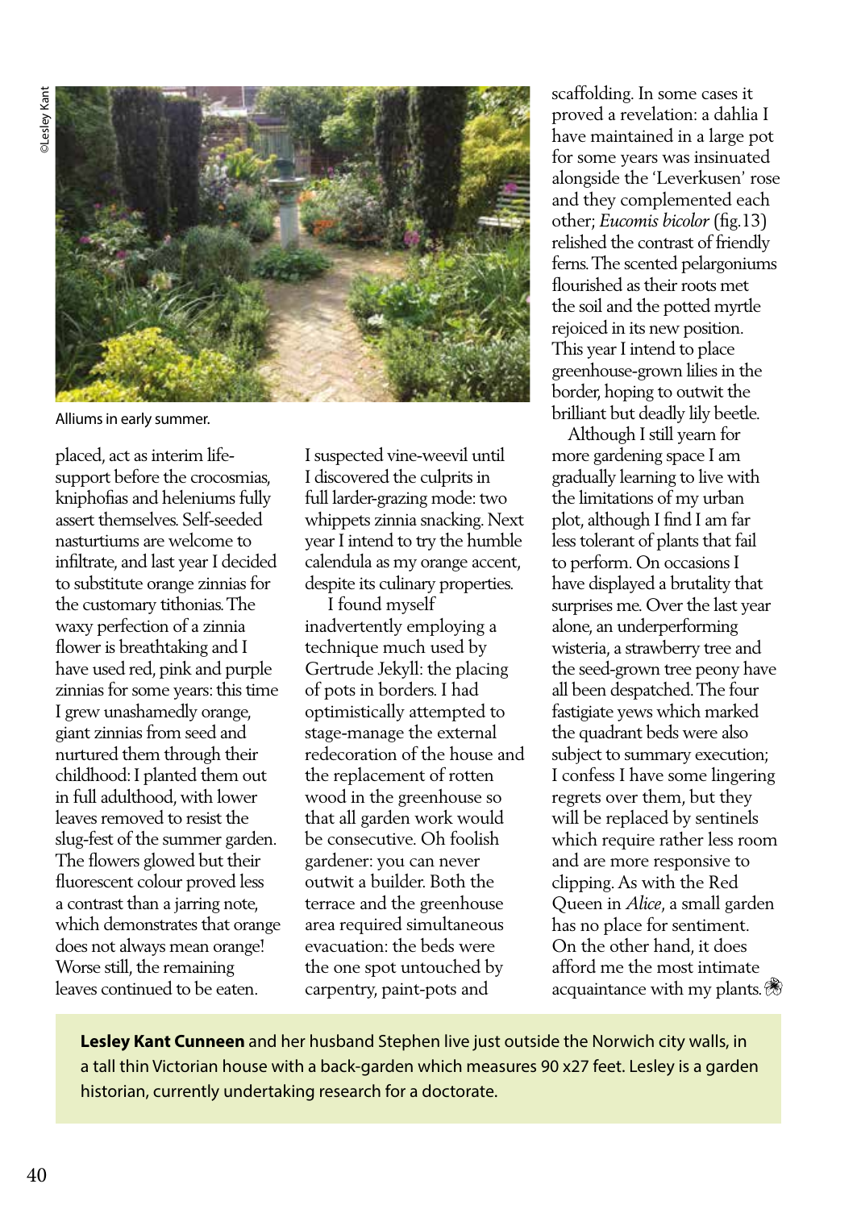©Lesley Kant

Alliums in early summer.

placed, act as interim life-support before the crocosmias, kniphofias and heleniums fully assert themselves. Self-seeded nasturtiums are welcome to infiltrate, and last year I decided to substitute orange zinnias for the customary tithonias. The waxy perfection of a zinnia flower is breathtaking and I have used red, pink and purple zinnias for some years: this time I grew unashamedly orange, giant zinnias from seed and nurtured them through their childhood: I planted them out in full adulthood, with lower leaves removed to resist the slug-fest of the summer garden. The flowers glowed but their fluorescent colour proved less a contrast than a jarring note, which demonstrates that orange does not always mean orange! Worse still, the remaining leaves continued to be eaten. I suspected vine-weevil until I discovered the culprits in full larder-grazing mode: two whippets zinnia snacking. Next year I intend to try the humble calendula as my orange accent, despite its culinary properties.

I found myself inadvertently employing a technique much used by Gertrude Jekyll: the placing of pots in borders. I had optimistically attempted to stage-manage the external redecoration of the house and the replacement of rotten wood in the greenhouse so that all garden work would be consecutive. Oh foolish gardener: you can never outwit a builder. Both the terrace and the greenhouse area required simultaneous evacuation: the beds were the one spot untouched by carpentry, paint-pots and scaffolding. In some cases it proved a revelation: a dahlia I have maintained in a large pot for some years was insinuated alongside the 'Leverkusen' rose and they complemented each other; *Eucomis bicolor* (fig.13) relished the contrast of friendly ferns. The scented pelargoniums flourished as their roots met the soil and the potted myrtle rejoiced in its new position. This year I intend to place greenhouse-grown lilies in the border, hoping to outwit the brilliant but deadly lily beetle.

Although I still yearn for more gardening space I am gradually learning to live with the limitations of my urban plot, although I find I am far less tolerant of plants that fail to perform. On occasions I have displayed a brutality that surprises me. Over the last year alone, an underperforming wisteria, a strawberry tree and the seed-grown tree peony have all been despatched. The four fastigiate yews which marked the quadrant beds were also subject to summary execution; I confess I have some lingering regrets over them, but they will be replaced by sentinels which require rather less room and are more responsive to clipping. As with the Red Queen in *Alice*, a small garden has no place for sentiment. On the other hand, it does afford me the most intimate acquaintance with my plants. ❀

**Lesley Kant Cunneen** and her husband Stephen live just outside the Norwich city walls, in a tall thin Victorian house with a back-garden which measures 90 x27 feet. Lesley is a garden historian, currently undertaking research for a doctorate.